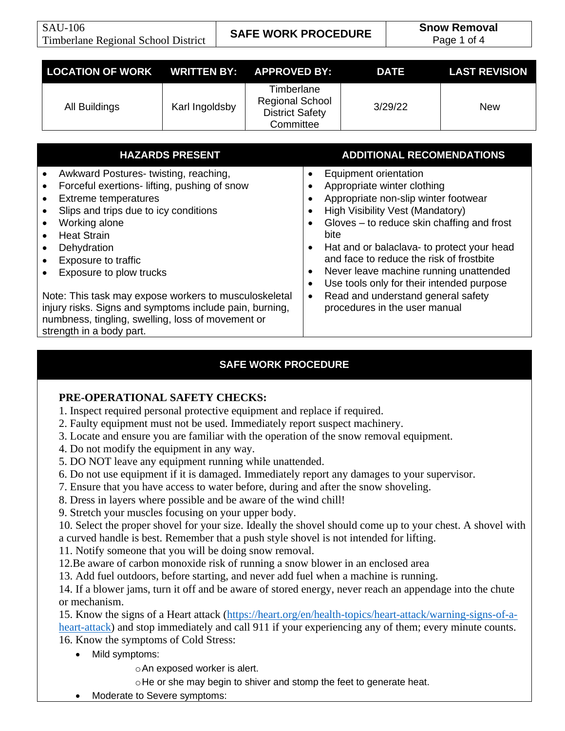| SAU-106 Timberlane Regional School District | SAFE WORK PROCEDURE | Snow Removal |
|---|---|---|

| LOCATION OF WORK | WRITTEN BY: | APPROVED BY: | DATE | LAST REVISION |
|---|---|---|---|---|
| All Buildings | Karl Ingoldsby | Timberlane Regional School District Safety Committee | 3/29/22 | New |

| HAZARDS PRESENT | ADDITIONAL RECOMENDATIONS |
|---|---|
| • Awkward Postures- twisting, reaching,<br>• Forceful exertions- lifting, pushing of snow<br>• Extreme temperatures<br>• Slips and trips due to icy conditions<br>• Working alone<br>• Heat Strain<br>• Dehydration<br>• Exposure to traffic<br>• Exposure to plow trucks<br><br>Note: This task may expose workers to musculoskeletal injury risks. Signs and symptoms include pain, burning, numbness, tingling, swelling, loss of movement or strength in a body part. | • Equipment orientation<br>• Appropriate winter clothing<br>• Appropriate non-slip winter footwear<br>• High Visibility Vest (Mandatory)<br>• Gloves – to reduce skin chaffing and frost bite<br>• Hat and or balaclava- to protect your head and face to reduce the risk of frostbite<br>• Never leave machine running unattended<br>• Use tools only for their intended purpose<br>• Read and understand general safety procedures in the user manual |

## SAFE WORK PROCEDURE

### PRE-OPERATIONAL SAFETY CHECKS:

1. Inspect required personal protective equipment and replace if required.
2. Faulty equipment must not be used. Immediately report suspect machinery.
3. Locate and ensure you are familiar with the operation of the snow removal equipment.
4. Do not modify the equipment in any way.
5. DO NOT leave any equipment running while unattended.
6. Do not use equipment if it is damaged. Immediately report any damages to your supervisor.
7. Ensure that you have access to water before, during and after the snow shoveling.
8. Dress in layers where possible and be aware of the wind chill!
9. Stretch your muscles focusing on your upper body.
10. Select the proper shovel for your size. Ideally the shovel should come up to your chest. A shovel with a curved handle is best. Remember that a push style shovel is not intended for lifting.
11. Notify someone that you will be doing snow removal.
12. Be aware of carbon monoxide risk of running a snow blower in an enclosed area
13. Add fuel outdoors, before starting, and never add fuel when a machine is running.
14. If a blower jams, turn it off and be aware of stored energy, never reach an appendage into the chute or mechanism.
15. Know the signs of a Heart attack (https://heart.org/en/health-topics/heart-attack/warning-signs-of-a-heart-attack) and stop immediately and call 911 if your experiencing any of them; every minute counts.
16. Know the symptoms of Cold Stress:
    - Mild symptoms:
        - An exposed worker is alert.
        - He or she may begin to shiver and stomp the feet to generate heat.
    - Moderate to Severe symptoms: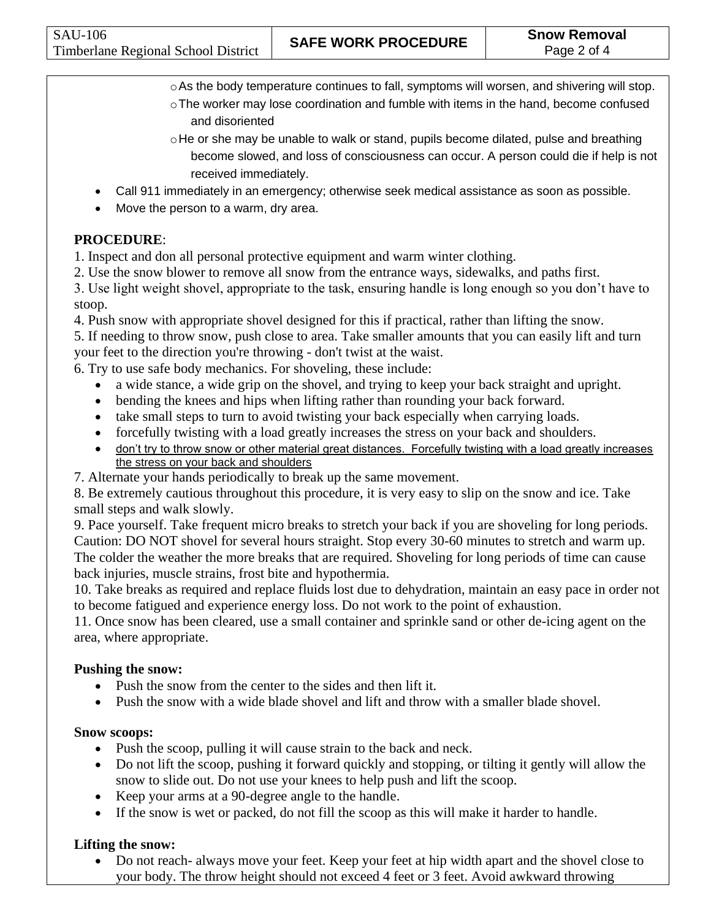- As the body temperature continues to fall, symptoms will worsen, and shivering will stop.
    - The worker may lose coordination and fumble with items in the hand, become confused and disoriented
    - He or she may be unable to walk or stand, pupils become dilated, pulse and breathing become slowed, and loss of consciousness can occur. A person could die if help is not received immediately.
- Call 911 immediately in an emergency; otherwise seek medical assistance as soon as possible.
- Move the person to a warm, dry area.

**PROCEDURE**:

1. Inspect and don all personal protective equipment and warm winter clothing.
2. Use the snow blower to remove all snow from the entrance ways, sidewalks, and paths first.
3. Use light weight shovel, appropriate to the task, ensuring handle is long enough so you don't have to stoop.
4. Push snow with appropriate shovel designed for this if practical, rather than lifting the snow.
5. If needing to throw snow, push close to area. Take smaller amounts that you can easily lift and turn your feet to the direction you're throwing - don't twist at the waist.
6. Try to use safe body mechanics. For shoveling, these include:
    - a wide stance, a wide grip on the shovel, and trying to keep your back straight and upright.
    - bending the knees and hips when lifting rather than rounding your back forward.
    - take small steps to turn to avoid twisting your back especially when carrying loads.
    - forcefully twisting with a load greatly increases the stress on your back and shoulders.
    - don't try to throw snow or other material great distances. Forcefully twisting with a load greatly increases the stress on your back and shoulders
7. Alternate your hands periodically to break up the same movement.
8. Be extremely cautious throughout this procedure, it is very easy to slip on the snow and ice. Take small steps and walk slowly.
9. Pace yourself. Take frequent micro breaks to stretch your back if you are shoveling for long periods. Caution: DO NOT shovel for several hours straight. Stop every 30-60 minutes to stretch and warm up. The colder the weather the more breaks that are required. Shoveling for long periods of time can cause back injuries, muscle strains, frost bite and hypothermia.
10. Take breaks as required and replace fluids lost due to dehydration, maintain an easy pace in order not to become fatigued and experience energy loss. Do not work to the point of exhaustion.
11. Once snow has been cleared, use a small container and sprinkle sand or other de-icing agent on the area, where appropriate.

**Pushing the snow:**

- Push the snow from the center to the sides and then lift it.
- Push the snow with a wide blade shovel and lift and throw with a smaller blade shovel.

**Snow scoops:**

- Push the scoop, pulling it will cause strain to the back and neck.
- Do not lift the scoop, pushing it forward quickly and stopping, or tilting it gently will allow the snow to slide out. Do not use your knees to help push and lift the scoop.
- Keep your arms at a 90-degree angle to the handle.
- If the snow is wet or packed, do not fill the scoop as this will make it harder to handle.

**Lifting the snow:**

- Do not reach- always move your feet. Keep your feet at hip width apart and the shovel close to your body. The throw height should not exceed 4 feet or 3 feet. Avoid awkward throwing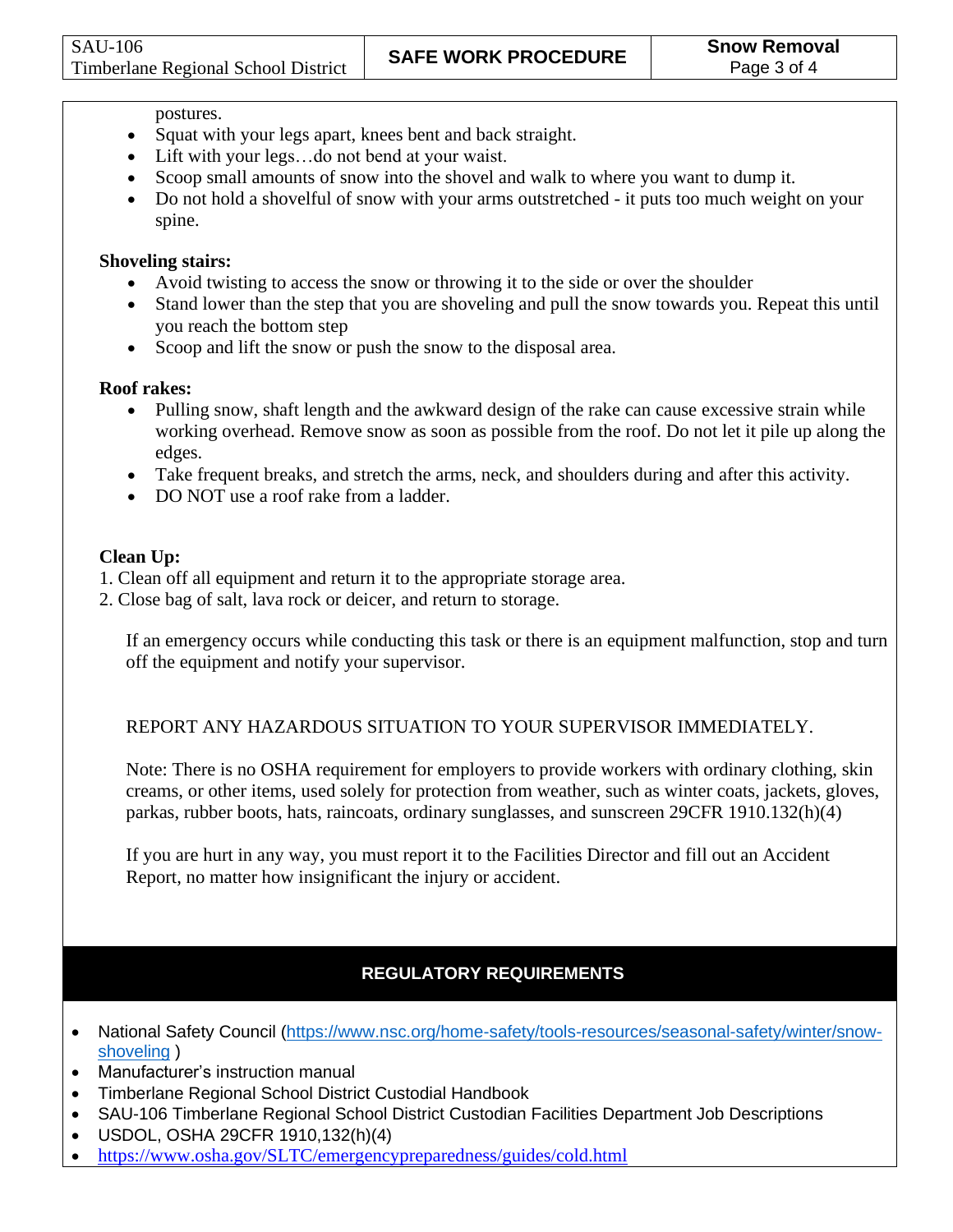postures.

- Squat with your legs apart, knees bent and back straight.
- Lift with your legs…do not bend at your waist.
- Scoop small amounts of snow into the shovel and walk to where you want to dump it.
- Do not hold a shovelful of snow with your arms outstretched - it puts too much weight on your spine.

**Shoveling stairs:**

- Avoid twisting to access the snow or throwing it to the side or over the shoulder
- Stand lower than the step that you are shoveling and pull the snow towards you. Repeat this until you reach the bottom step
- Scoop and lift the snow or push the snow to the disposal area.

**Roof rakes:**

- Pulling snow, shaft length and the awkward design of the rake can cause excessive strain while working overhead. Remove snow as soon as possible from the roof. Do not let it pile up along the edges.
- Take frequent breaks, and stretch the arms, neck, and shoulders during and after this activity.
- DO NOT use a roof rake from a ladder.

**Clean Up:**

1. Clean off all equipment and return it to the appropriate storage area.
2. Close bag of salt, lava rock or deicer, and return to storage.

If an emergency occurs while conducting this task or there is an equipment malfunction, stop and turn off the equipment and notify your supervisor.

REPORT ANY HAZARDOUS SITUATION TO YOUR SUPERVISOR IMMEDIATELY.

Note: There is no OSHA requirement for employers to provide workers with ordinary clothing, skin creams, or other items, used solely for protection from weather, such as winter coats, jackets, gloves, parkas, rubber boots, hats, raincoats, ordinary sunglasses, and sunscreen 29CFR 1910.132(h)(4)

If you are hurt in any way, you must report it to the Facilities Director and fill out an Accident Report, no matter how insignificant the injury or accident.

## REGULATORY REQUIREMENTS

- National Safety Council (https://www.nsc.org/home-safety/tools-resources/seasonal-safety/winter/snow-shoveling )
- Manufacturer's instruction manual
- Timberlane Regional School District Custodial Handbook
- SAU-106 Timberlane Regional School District Custodian Facilities Department Job Descriptions
- USDOL, OSHA 29CFR 1910,132(h)(4)
- https://www.osha.gov/SLTC/emergencypreparedness/guides/cold.html